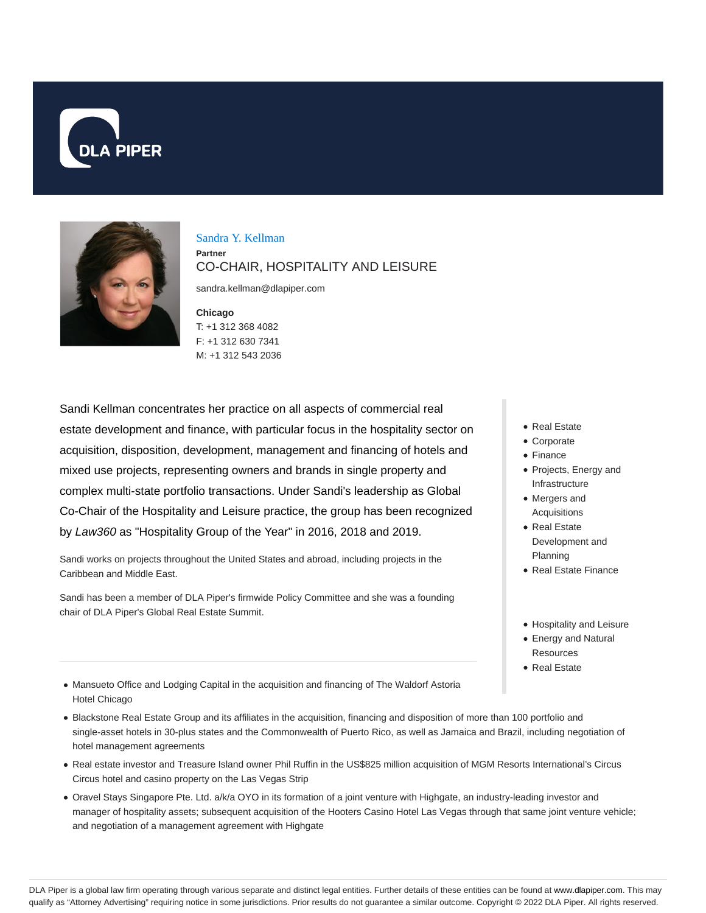DLA PIPER

## Sandra Y. Kellman

**Partner**

CO-CHAIR, HOSPITALITY AND LEISURE

sandra.kellman@dlapiper.com

**Chicago**

T: +1 312 368 4082

F: +1 312 630 7341

M: +1 312 543 2036

Sandi Kellman concentrates her practice on all aspects of commercial real estate development and finance, with particular focus in the hospitality sector on acquisition, disposition, development, management and financing of hotels and mixed use projects, representing owners and brands in single property and complex multi-state portfolio transactions. Under Sandi's leadership as Global Co-Chair of the Hospitality and Leisure practice, the group has been recognized by *Law360* as "Hospitality Group of the Year" in 2016, 2018 and 2019.

Sandi works on projects throughout the United States and abroad, including projects in the Caribbean and Middle East.

Sandi has been a member of DLA Piper's firmwide Policy Committee and she was a founding chair of DLA Piper's Global Real Estate Summit.

- Real Estate
- Corporate
- Finance
- Projects, Energy and Infrastructure
- Mergers and Acquisitions
- Real Estate Development and Planning
- Real Estate Finance

- Hospitality and Leisure
- Energy and Natural Resources
- Real Estate

---

- Mansueto Office and Lodging Capital in the acquisition and financing of The Waldorf Astoria Hotel Chicago
- Blackstone Real Estate Group and its affiliates in the acquisition, financing and disposition of more than 100 portfolio and single-asset hotels in 30-plus states and the Commonwealth of Puerto Rico, as well as Jamaica and Brazil, including negotiation of hotel management agreements
- Real estate investor and Treasure Island owner Phil Ruffin in the US$825 million acquisition of MGM Resorts International's Circus Circus hotel and casino property on the Las Vegas Strip
- Oravel Stays Singapore Pte. Ltd. a/k/a OYO in its formation of a joint venture with Highgate, an industry-leading investor and manager of hospitality assets; subsequent acquisition of the Hooters Casino Hotel Las Vegas through that same joint venture vehicle; and negotiation of a management agreement with Highgate

DLA Piper is a global law firm operating through various separate and distinct legal entities. Further details of these entities can be found at www.dlapiper.com. This may qualify as "Attorney Advertising" requiring notice in some jurisdictions. Prior results do not guarantee a similar outcome. Copyright © 2022 DLA Piper. All rights reserved.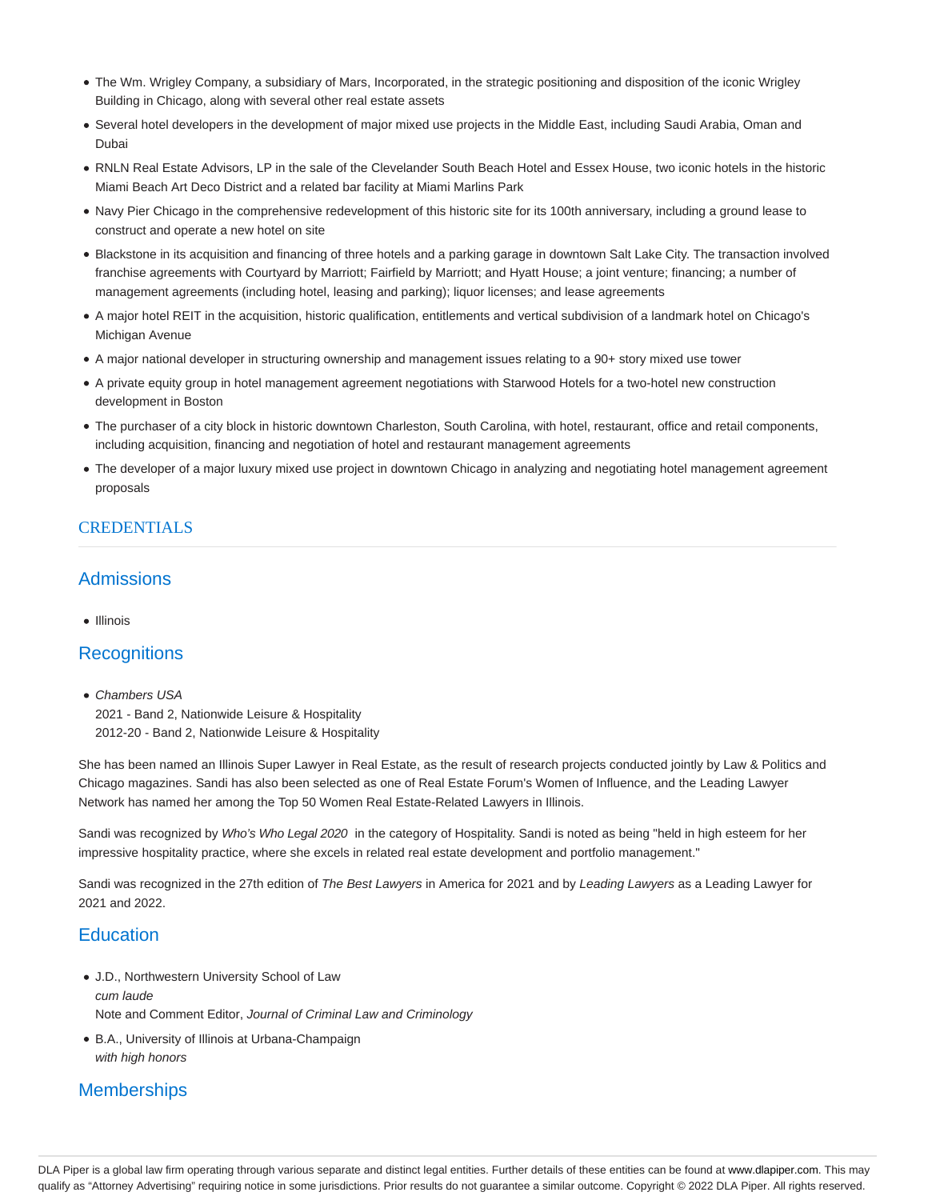- The Wm. Wrigley Company, a subsidiary of Mars, Incorporated, in the strategic positioning and disposition of the iconic Wrigley Building in Chicago, along with several other real estate assets
- Several hotel developers in the development of major mixed use projects in the Middle East, including Saudi Arabia, Oman and Dubai
- RNLN Real Estate Advisors, LP in the sale of the Clevelander South Beach Hotel and Essex House, two iconic hotels in the historic Miami Beach Art Deco District and a related bar facility at Miami Marlins Park
- Navy Pier Chicago in the comprehensive redevelopment of this historic site for its 100th anniversary, including a ground lease to construct and operate a new hotel on site
- Blackstone in its acquisition and financing of three hotels and a parking garage in downtown Salt Lake City. The transaction involved franchise agreements with Courtyard by Marriott; Fairfield by Marriott; and Hyatt House; a joint venture; financing; a number of management agreements (including hotel, leasing and parking); liquor licenses; and lease agreements
- A major hotel REIT in the acquisition, historic qualification, entitlements and vertical subdivision of a landmark hotel on Chicago's Michigan Avenue
- A major national developer in structuring ownership and management issues relating to a 90+ story mixed use tower
- A private equity group in hotel management agreement negotiations with Starwood Hotels for a two-hotel new construction development in Boston
- The purchaser of a city block in historic downtown Charleston, South Carolina, with hotel, restaurant, office and retail components, including acquisition, financing and negotiation of hotel and restaurant management agreements
- The developer of a major luxury mixed use project in downtown Chicago in analyzing and negotiating hotel management agreement proposals

## CREDENTIALS

### Admissions

- Illinois

### Recognitions

- *Chambers USA*
  2021 - Band 2, Nationwide Leisure & Hospitality
  2012-20 - Band 2, Nationwide Leisure & Hospitality

She has been named an Illinois Super Lawyer in Real Estate, as the result of research projects conducted jointly by Law & Politics and Chicago magazines. Sandi has also been selected as one of Real Estate Forum's Women of Influence, and the Leading Lawyer Network has named her among the Top 50 Women Real Estate-Related Lawyers in Illinois.

Sandi was recognized by *Who's Who Legal 2020* in the category of Hospitality. Sandi is noted as being "held in high esteem for her impressive hospitality practice, where she excels in related real estate development and portfolio management."

Sandi was recognized in the 27th edition of *The Best Lawyers* in America for 2021 and by *Leading Lawyers* as a Leading Lawyer for 2021 and 2022.

### Education

- J.D., Northwestern University School of Law
  *cum laude*
  Note and Comment Editor, *Journal of Criminal Law and Criminology*
- B.A., University of Illinois at Urbana-Champaign
  *with high honors*

### Memberships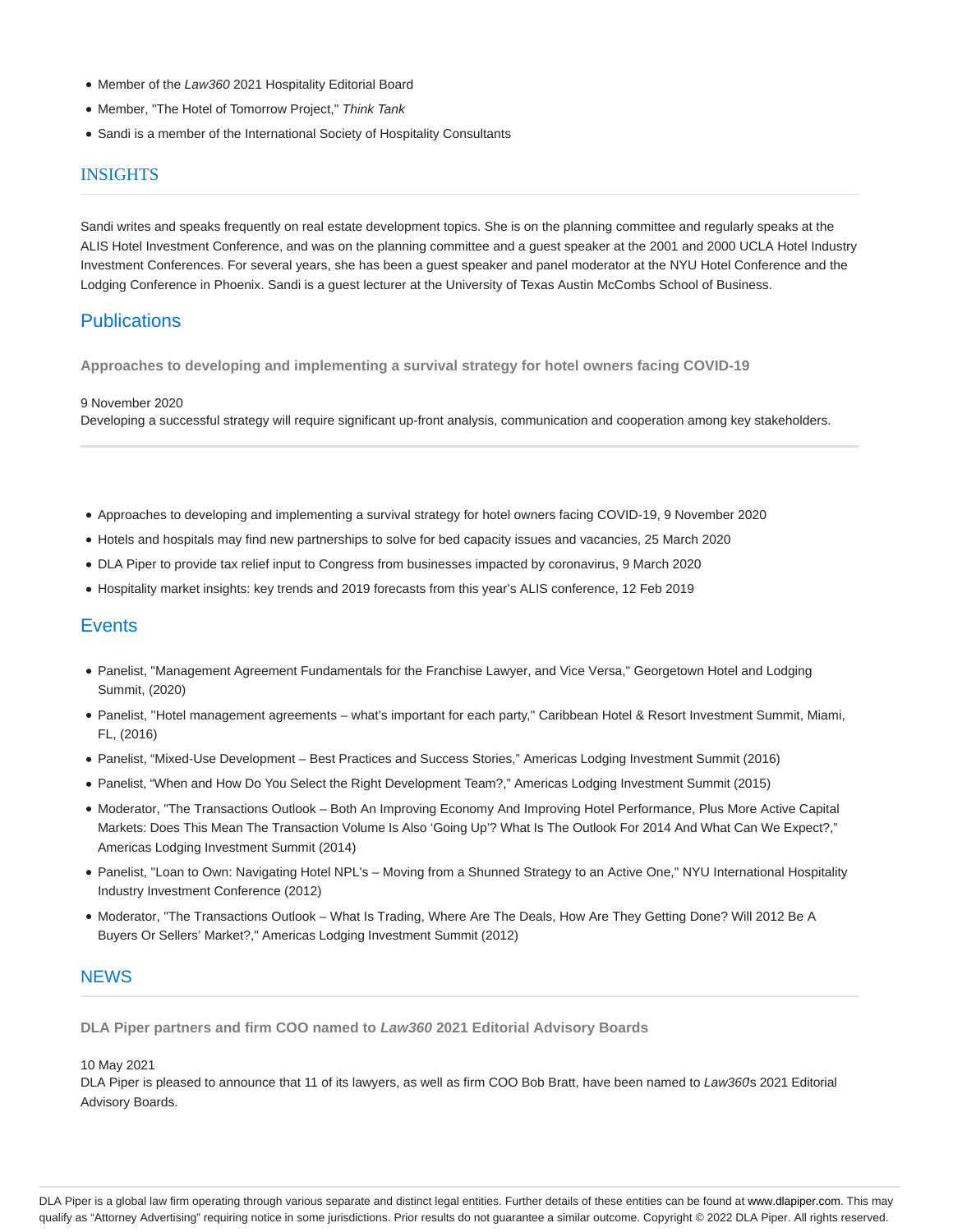- Member of the *Law360* 2021 Hospitality Editorial Board
- Member, "The Hotel of Tomorrow Project," *Think Tank*
- Sandi is a member of the International Society of Hospitality Consultants

## INSIGHTS

Sandi writes and speaks frequently on real estate development topics. She is on the planning committee and regularly speaks at the ALIS Hotel Investment Conference, and was on the planning committee and a guest speaker at the 2001 and 2000 UCLA Hotel Industry Investment Conferences. For several years, she has been a guest speaker and panel moderator at the NYU Hotel Conference and the Lodging Conference in Phoenix. Sandi is a guest lecturer at the University of Texas Austin McCombs School of Business.

## Publications

**Approaches to developing and implementing a survival strategy for hotel owners facing COVID-19**

9 November 2020
Developing a successful strategy will require significant up-front analysis, communication and cooperation among key stakeholders.

- Approaches to developing and implementing a survival strategy for hotel owners facing COVID-19, 9 November 2020
- Hotels and hospitals may find new partnerships to solve for bed capacity issues and vacancies, 25 March 2020
- DLA Piper to provide tax relief input to Congress from businesses impacted by coronavirus, 9 March 2020
- Hospitality market insights: key trends and 2019 forecasts from this year's ALIS conference, 12 Feb 2019

## Events

- Panelist, "Management Agreement Fundamentals for the Franchise Lawyer, and Vice Versa," Georgetown Hotel and Lodging Summit, (2020)
- Panelist, ''Hotel management agreements – what's important for each party," Caribbean Hotel & Resort Investment Summit, Miami, FL, (2016)
- Panelist, "Mixed-Use Development – Best Practices and Success Stories," Americas Lodging Investment Summit (2016)
- Panelist, "When and How Do You Select the Right Development Team?," Americas Lodging Investment Summit (2015)
- Moderator, "The Transactions Outlook – Both An Improving Economy And Improving Hotel Performance, Plus More Active Capital Markets: Does This Mean The Transaction Volume Is Also 'Going Up'? What Is The Outlook For 2014 And What Can We Expect?," Americas Lodging Investment Summit (2014)
- Panelist, "Loan to Own: Navigating Hotel NPL's – Moving from a Shunned Strategy to an Active One," NYU International Hospitality Industry Investment Conference (2012)
- Moderator, "The Transactions Outlook – What Is Trading, Where Are The Deals, How Are They Getting Done? Will 2012 Be A Buyers Or Sellers' Market?," Americas Lodging Investment Summit (2012)

## NEWS

**DLA Piper partners and firm COO named to *Law360* 2021 Editorial Advisory Boards**

10 May 2021
DLA Piper is pleased to announce that 11 of its lawyers, as well as firm COO Bob Bratt, have been named to *Law360*s 2021 Editorial Advisory Boards.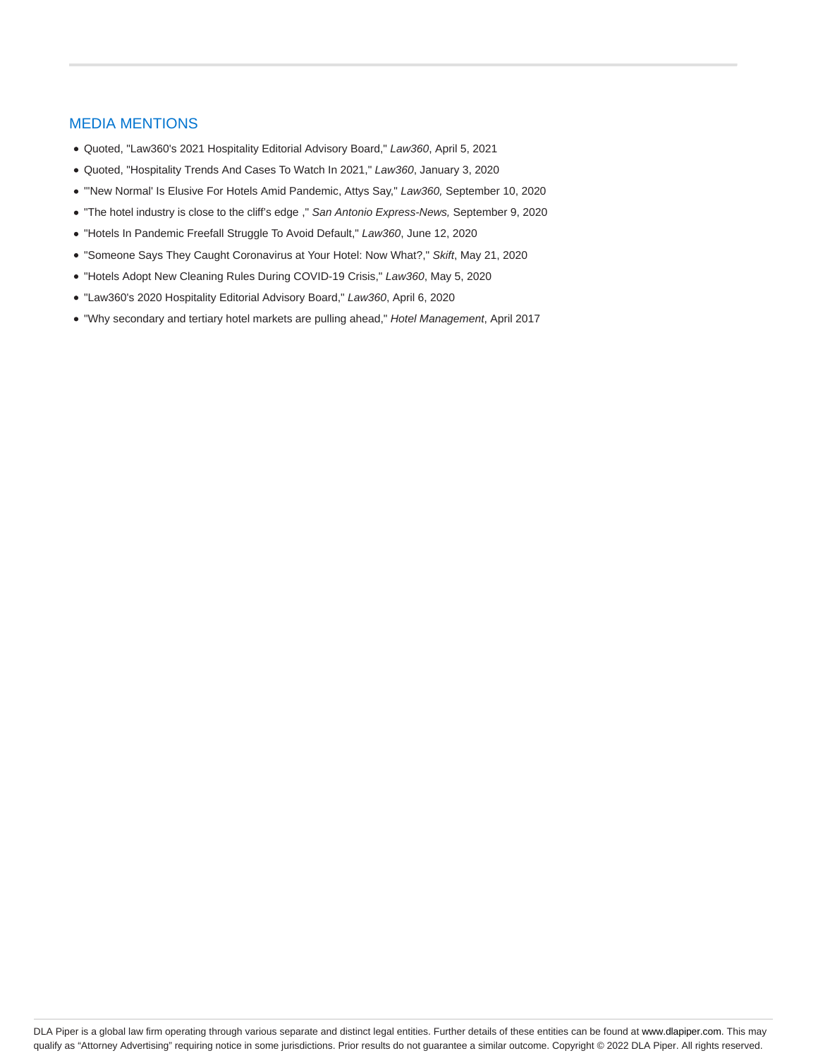## MEDIA MENTIONS

- Quoted, "Law360's 2021 Hospitality Editorial Advisory Board," *Law360*, April 5, 2021
- Quoted, "Hospitality Trends And Cases To Watch In 2021," *Law360*, January 3, 2020
- "'New Normal' Is Elusive For Hotels Amid Pandemic, Attys Say," *Law360,* September 10, 2020
- "The hotel industry is close to the cliff's edge ," *San Antonio Express-News,* September 9, 2020
- "Hotels In Pandemic Freefall Struggle To Avoid Default," *Law360*, June 12, 2020
- "Someone Says They Caught Coronavirus at Your Hotel: Now What?," *Skift*, May 21, 2020
- "Hotels Adopt New Cleaning Rules During COVID-19 Crisis," *Law360*, May 5, 2020
- "Law360's 2020 Hospitality Editorial Advisory Board," *Law360*, April 6, 2020
- "Why secondary and tertiary hotel markets are pulling ahead," *Hotel Management*, April 2017

DLA Piper is a global law firm operating through various separate and distinct legal entities. Further details of these entities can be found at www.dlapiper.com. This may qualify as "Attorney Advertising" requiring notice in some jurisdictions. Prior results do not guarantee a similar outcome. Copyright © 2022 DLA Piper. All rights reserved.